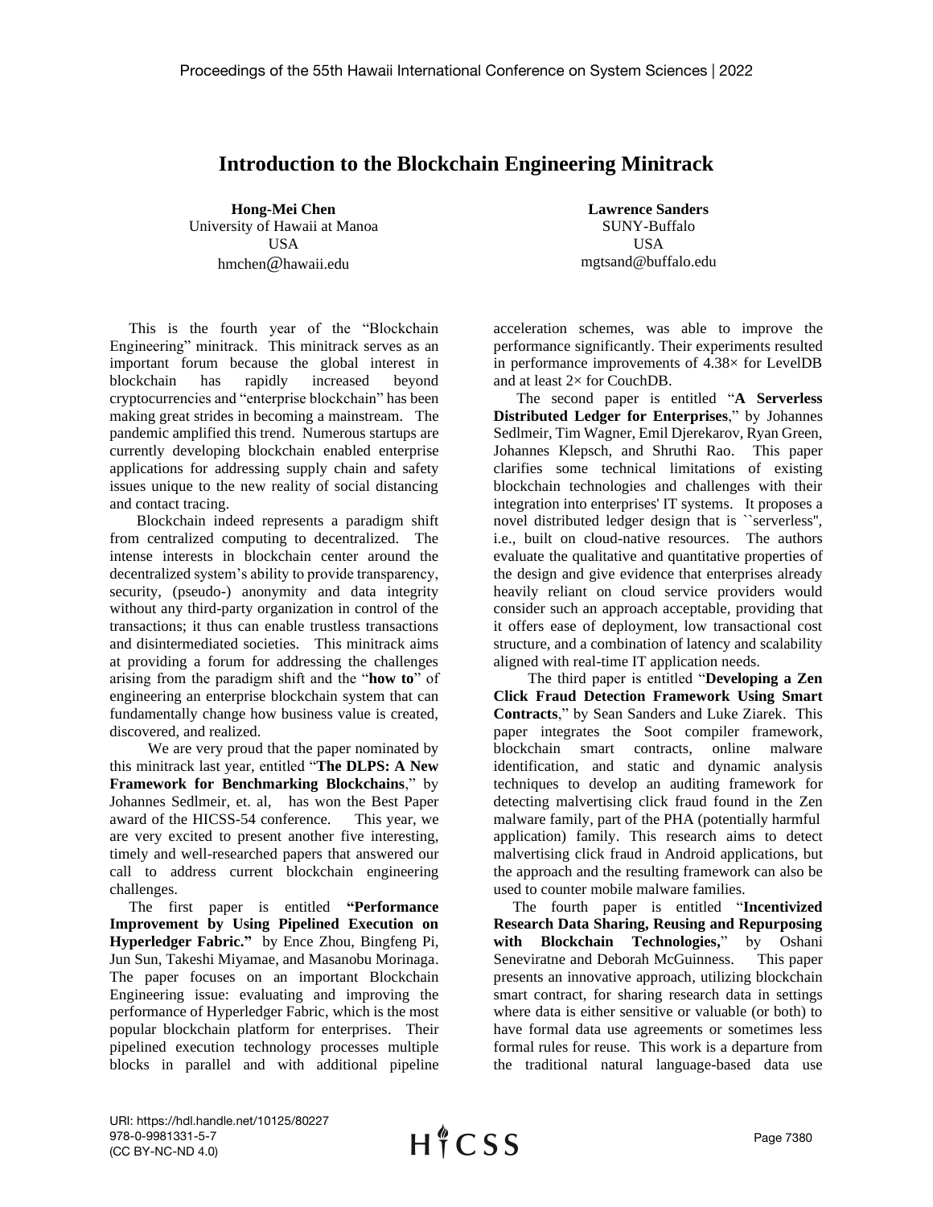# Introduction to the Blockchain Engineering Minitrack

**Hong-Mei Chen**
University of Hawaii at Manoa
USA
hmchen@hawaii.edu

**Lawrence Sanders**
SUNY-Buffalo
USA
mgtsand@buffalo.edu

This is the fourth year of the "Blockchain Engineering" minitrack. This minitrack serves as an important forum because the global interest in blockchain has rapidly increased beyond cryptocurrencies and "enterprise blockchain" has been making great strides in becoming a mainstream. The pandemic amplified this trend. Numerous startups are currently developing blockchain enabled enterprise applications for addressing supply chain and safety issues unique to the new reality of social distancing and contact tracing.

Blockchain indeed represents a paradigm shift from centralized computing to decentralized. The intense interests in blockchain center around the decentralized system's ability to provide transparency, security, (pseudo-) anonymity and data integrity without any third-party organization in control of the transactions; it thus can enable trustless transactions and disintermediated societies. This minitrack aims at providing a forum for addressing the challenges arising from the paradigm shift and the "**how to**" of engineering an enterprise blockchain system that can fundamentally change how business value is created, discovered, and realized.

We are very proud that the paper nominated by this minitrack last year, entitled "**The DLPS: A New Framework for Benchmarking Blockchains**," by Johannes Sedlmeir, et. al, has won the Best Paper award of the HICSS-54 conference. This year, we are very excited to present another five interesting, timely and well-researched papers that answered our call to address current blockchain engineering challenges.

The first paper is entitled **"Performance Improvement by Using Pipelined Execution on Hyperledger Fabric."** by Ence Zhou, Bingfeng Pi, Jun Sun, Takeshi Miyamae, and Masanobu Morinaga. The paper focuses on an important Blockchain Engineering issue: evaluating and improving the performance of Hyperledger Fabric, which is the most popular blockchain platform for enterprises. Their pipelined execution technology processes multiple blocks in parallel and with additional pipeline acceleration schemes, was able to improve the performance significantly. Their experiments resulted in performance improvements of 4.38× for LevelDB and at least 2× for CouchDB.

The second paper is entitled "**A Serverless Distributed Ledger for Enterprises**," by Johannes Sedlmeir, Tim Wagner, Emil Djerekarov, Ryan Green, Johannes Klepsch, and Shruthi Rao. This paper clarifies some technical limitations of existing blockchain technologies and challenges with their integration into enterprises' IT systems. It proposes a novel distributed ledger design that is ``serverless'', i.e., built on cloud-native resources. The authors evaluate the qualitative and quantitative properties of the design and give evidence that enterprises already heavily reliant on cloud service providers would consider such an approach acceptable, providing that it offers ease of deployment, low transactional cost structure, and a combination of latency and scalability aligned with real-time IT application needs.

The third paper is entitled "**Developing a Zen Click Fraud Detection Framework Using Smart Contracts**," by Sean Sanders and Luke Ziarek. This paper integrates the Soot compiler framework, blockchain smart contracts, online malware identification, and static and dynamic analysis techniques to develop an auditing framework for detecting malvertising click fraud found in the Zen malware family, part of the PHA (potentially harmful application) family. This research aims to detect malvertising click fraud in Android applications, but the approach and the resulting framework can also be used to counter mobile malware families.

The fourth paper is entitled "**Incentivized Research Data Sharing, Reusing and Repurposing with Blockchain Technologies,**" by Oshani Seneviratne and Deborah McGuinness. This paper presents an innovative approach, utilizing blockchain smart contract, for sharing research data in settings where data is either sensitive or valuable (or both) to have formal data use agreements or sometimes less formal rules for reuse. This work is a departure from the traditional natural language-based data use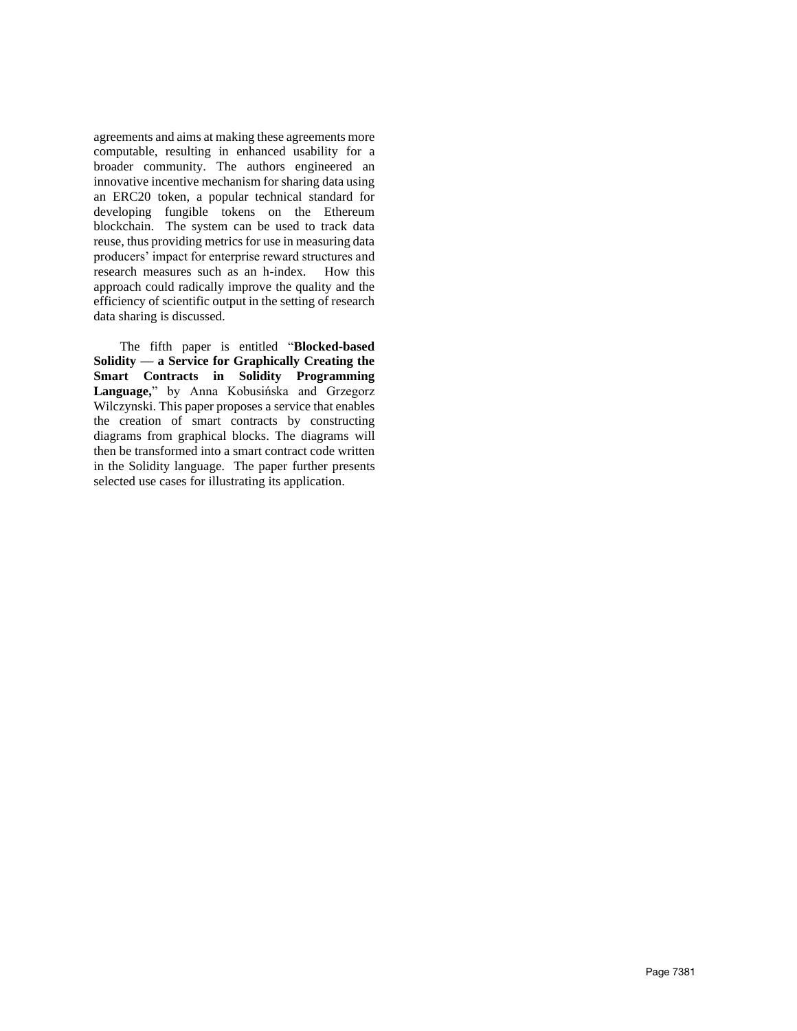agreements and aims at making these agreements more computable, resulting in enhanced usability for a broader community. The authors engineered an innovative incentive mechanism for sharing data using an ERC20 token, a popular technical standard for developing fungible tokens on the Ethereum blockchain. The system can be used to track data reuse, thus providing metrics for use in measuring data producers' impact for enterprise reward structures and research measures such as an h-index. How this approach could radically improve the quality and the efficiency of scientific output in the setting of research data sharing is discussed.

The fifth paper is entitled "**Blocked-based Solidity — a Service for Graphically Creating the Smart Contracts in Solidity Programming Language,**" by Anna Kobusińska and Grzegorz Wilczynski. This paper proposes a service that enables the creation of smart contracts by constructing diagrams from graphical blocks. The diagrams will then be transformed into a smart contract code written in the Solidity language. The paper further presents selected use cases for illustrating its application.